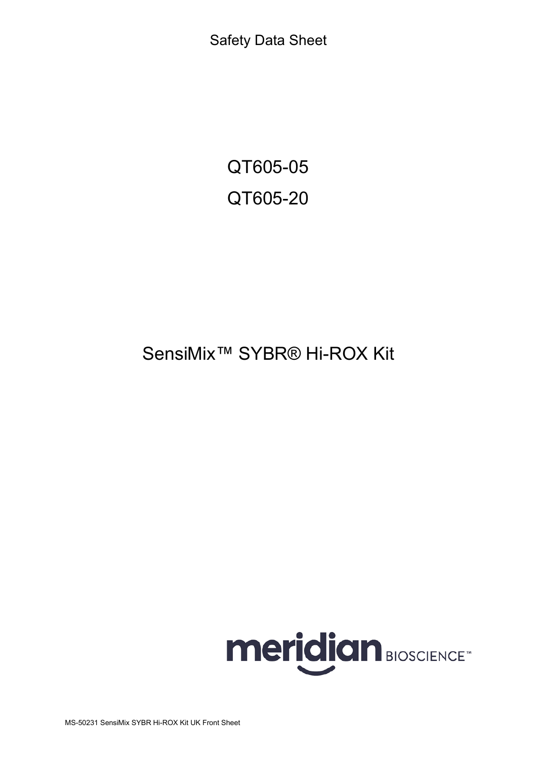Safety Data Sheet

# QT605-05

# QT605-20

# SensiMix™ SYBR® Hi-ROX Kit

meridian BIOSCIENCE™

MS-50231 SensiMix SYBR Hi-ROX Kit UK Front Sheet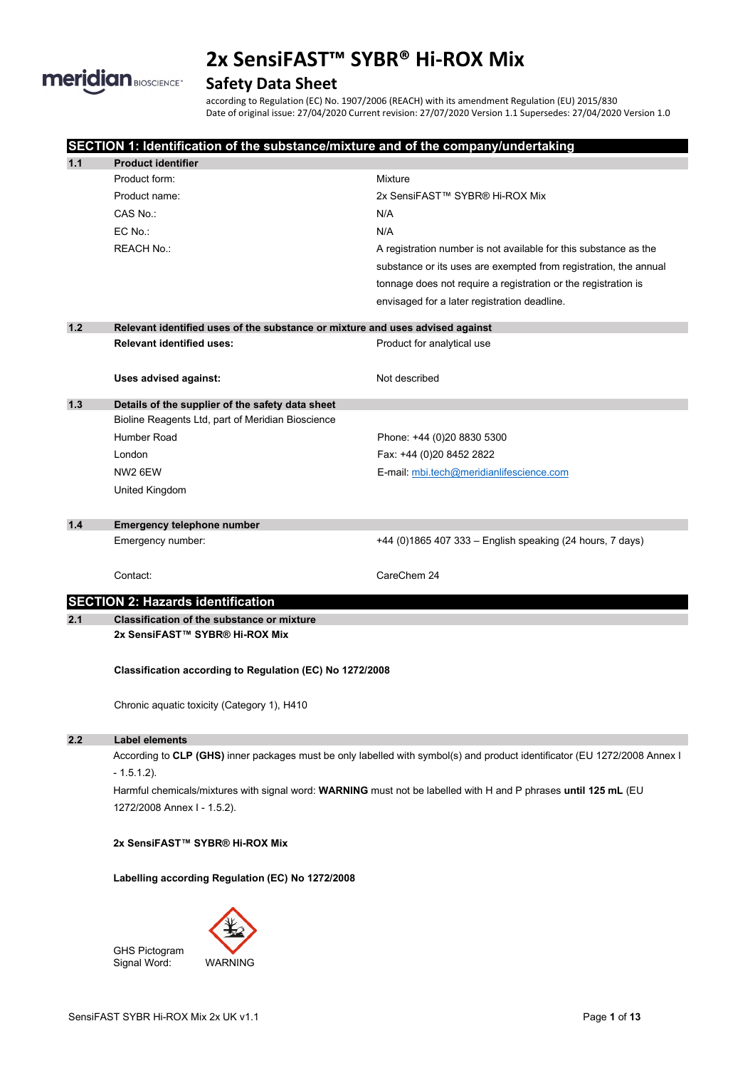# 2x SensiFAST™ SYBR® Hi-ROX Mix

## Safety Data Sheet

according to Regulation (EC) No. 1907/2006 (REACH) with its amendment Regulation (EU) 2015/830
Date of original issue: 27/04/2020 Current revision: 27/07/2020 Version 1.1 Supersedes: 27/04/2020 Version 1.0

## SECTION 1: Identification of the substance/mixture and of the company/undertaking

### 1.1 Product identifier

| | |
|---|---|
| Product form: | Mixture |
| Product name: | 2x SensiFAST™ SYBR® Hi-ROX Mix |
| CAS No.: | N/A |
| EC No.: | N/A |
| REACH No.: | A registration number is not available for this substance as the substance or its uses are exempted from registration, the annual tonnage does not require a registration or the registration is envisaged for a later registration deadline. |

### 1.2 Relevant identified uses of the substance or mixture and uses advised against

| | |
|---|---|
| **Relevant identified uses:** | Product for analytical use |
| **Uses advised against:** | Not described |

### 1.3 Details of the supplier of the safety data sheet

Bioline Reagents Ltd, part of Meridian Bioscience
Humber Road
London
NW2 6EW
United Kingdom

Phone: +44 (0)20 8830 5300
Fax: +44 (0)20 8452 2822
E-mail: mbi.tech@meridianlifescience.com

### 1.4 Emergency telephone number

| | |
|---|---|
| Emergency number: | +44 (0)1865 407 333 – English speaking (24 hours, 7 days) |
| Contact: | CareChem 24 |

## SECTION 2: Hazards identification

### 2.1 Classification of the substance or mixture

**2x SensiFAST™ SYBR® Hi-ROX Mix**

**Classification according to Regulation (EC) No 1272/2008**

Chronic aquatic toxicity (Category 1), H410

### 2.2 Label elements

According to **CLP (GHS)** inner packages must be only labelled with symbol(s) and product identificator (EU 1272/2008 Annex I - 1.5.1.2).

Harmful chemicals/mixtures with signal word: **WARNING** must not be labelled with H and P phrases **until 125 mL** (EU 1272/2008 Annex I - 1.5.2).

**2x SensiFAST™ SYBR® Hi-ROX Mix**

**Labelling according Regulation (EC) No 1272/2008**

GHS Pictogram
Signal Word: WARNING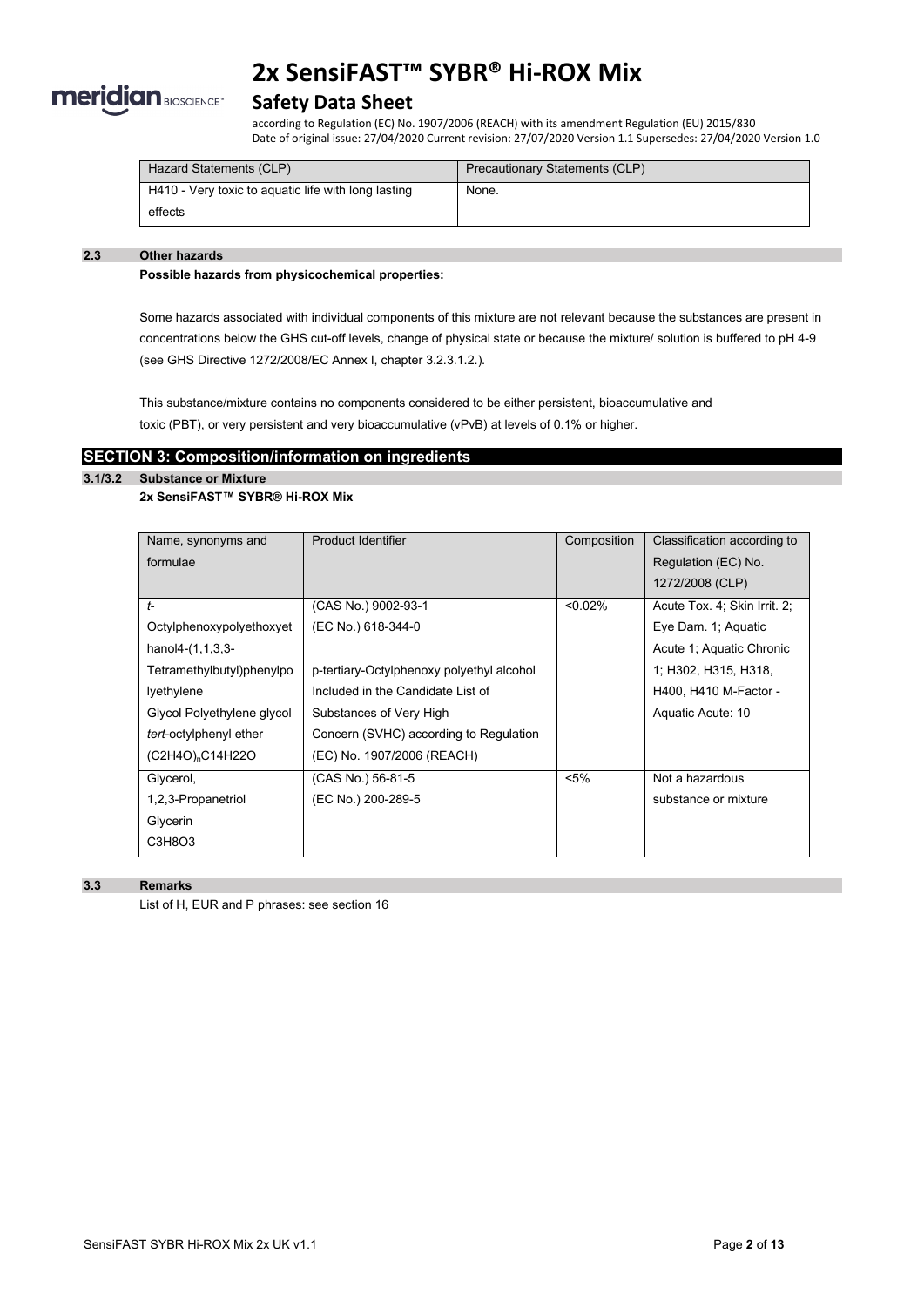| Hazard Statements (CLP) | Precautionary Statements (CLP) |
|---|---|
| H410 - Very toxic to aquatic life with long lasting effects | None. |

## 2.3 Other hazards

**Possible hazards from physicochemical properties:**

Some hazards associated with individual components of this mixture are not relevant because the substances are present in concentrations below the GHS cut-off levels, change of physical state or because the mixture/ solution is buffered to pH 4-9 (see GHS Directive 1272/2008/EC Annex I, chapter 3.2.3.1.2.).

This substance/mixture contains no components considered to be either persistent, bioaccumulative and toxic (PBT), or very persistent and very bioaccumulative (vPvB) at levels of 0.1% or higher.

# SECTION 3: Composition/information on ingredients

## 3.1/3.2 Substance or Mixture

**2x SensiFAST™ SYBR® Hi-ROX Mix**

| Name, synonyms and formulae | Product Identifier | Composition | Classification according to Regulation (EC) No. 1272/2008 (CLP) |
|---|---|---|---|
| *t*-Octylphenoxypolyethoxyethanol4-(1,1,3,3-Tetramethylbutyl)phenylpolyethylene Glycol Polyethylene glycol *tert*-octylphenyl ether $(C_2H_4O)_nC_{14}H_{22}O$ | (CAS No.) 9002-93-1 (EC No.) 618-344-0 p-tertiary-Octylphenoxy polyethyl alcohol Included in the Candidate List of Substances of Very High Concern (SVHC) according to Regulation (EC) No. 1907/2006 (REACH) | <0.02% | Acute Tox. 4; Skin Irrit. 2; Eye Dam. 1; Aquatic Acute 1; Aquatic Chronic 1; H302, H315, H318, H400, H410 M-Factor - Aquatic Acute: 10 |
| Glycerol, 1,2,3-Propanetriol Glycerin $C_3H_8O_3$ | (CAS No.) 56-81-5 (EC No.) 200-289-5 | <5% | Not a hazardous substance or mixture |

## 3.3 Remarks

List of H, EUR and P phrases: see section 16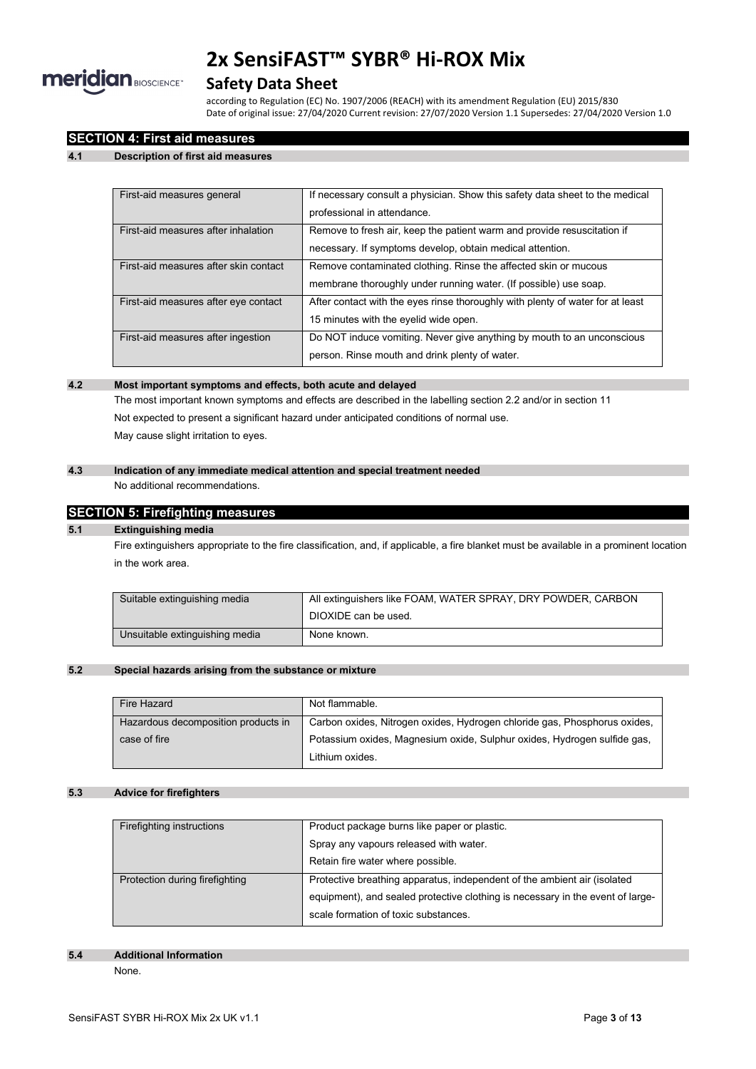## SECTION 4: First aid measures

### 4.1 Description of first aid measures

| | |
|---|---|
| First-aid measures general | If necessary consult a physician. Show this safety data sheet to the medical professional in attendance. |
| First-aid measures after inhalation | Remove to fresh air, keep the patient warm and provide resuscitation if necessary. If symptoms develop, obtain medical attention. |
| First-aid measures after skin contact | Remove contaminated clothing. Rinse the affected skin or mucous membrane thoroughly under running water. (If possible) use soap. |
| First-aid measures after eye contact | After contact with the eyes rinse thoroughly with plenty of water for at least 15 minutes with the eyelid wide open. |
| First-aid measures after ingestion | Do NOT induce vomiting. Never give anything by mouth to an unconscious person. Rinse mouth and drink plenty of water. |

### 4.2 Most important symptoms and effects, both acute and delayed

The most important known symptoms and effects are described in the labelling section 2.2 and/or in section 11

Not expected to present a significant hazard under anticipated conditions of normal use.

May cause slight irritation to eyes.

### 4.3 Indication of any immediate medical attention and special treatment needed

No additional recommendations.

## SECTION 5: Firefighting measures

### 5.1 Extinguishing media

Fire extinguishers appropriate to the fire classification, and, if applicable, a fire blanket must be available in a prominent location in the work area.

| | |
|---|---|
| Suitable extinguishing media | All extinguishers like FOAM, WATER SPRAY, DRY POWDER, CARBON DIOXIDE can be used. |
| Unsuitable extinguishing media | None known. |

### 5.2 Special hazards arising from the substance or mixture

| | |
|---|---|
| Fire Hazard | Not flammable. |
| Hazardous decomposition products in case of fire | Carbon oxides, Nitrogen oxides, Hydrogen chloride gas, Phosphorus oxides, Potassium oxides, Magnesium oxide, Sulphur oxides, Hydrogen sulfide gas, Lithium oxides. |

### 5.3 Advice for firefighters

| | |
|---|---|
| Firefighting instructions | Product package burns like paper or plastic.<br>Spray any vapours released with water.<br>Retain fire water where possible. |
| Protection during firefighting | Protective breathing apparatus, independent of the ambient air (isolated equipment), and sealed protective clothing is necessary in the event of large-scale formation of toxic substances. |

### 5.4 Additional Information

None.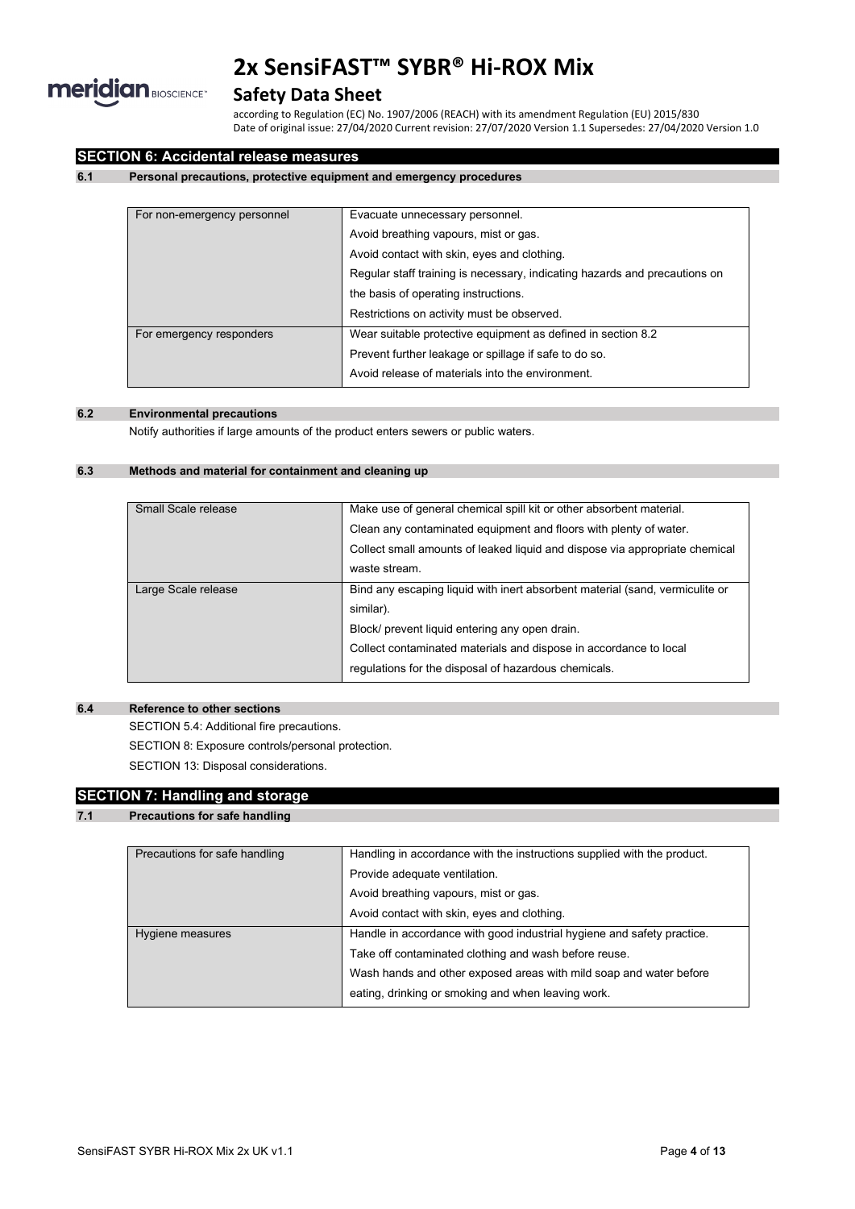## SECTION 6: Accidental release measures

### 6.1 Personal precautions, protective equipment and emergency procedures

| | |
|---|---|
| For non-emergency personnel | Evacuate unnecessary personnel.<br>Avoid breathing vapours, mist or gas.<br>Avoid contact with skin, eyes and clothing.<br>Regular staff training is necessary, indicating hazards and precautions on the basis of operating instructions.<br>Restrictions on activity must be observed. |
| For emergency responders | Wear suitable protective equipment as defined in section 8.2<br>Prevent further leakage or spillage if safe to do so.<br>Avoid release of materials into the environment. |

### 6.2 Environmental precautions

Notify authorities if large amounts of the product enters sewers or public waters.

### 6.3 Methods and material for containment and cleaning up

| | |
|---|---|
| Small Scale release | Make use of general chemical spill kit or other absorbent material.<br>Clean any contaminated equipment and floors with plenty of water.<br>Collect small amounts of leaked liquid and dispose via appropriate chemical waste stream. |
| Large Scale release | Bind any escaping liquid with inert absorbent material (sand, vermiculite or similar).<br>Block/ prevent liquid entering any open drain.<br>Collect contaminated materials and dispose in accordance to local regulations for the disposal of hazardous chemicals. |

### 6.4 Reference to other sections

SECTION 5.4: Additional fire precautions.

SECTION 8: Exposure controls/personal protection.

SECTION 13: Disposal considerations.

## SECTION 7: Handling and storage

### 7.1 Precautions for safe handling

| | |
|---|---|
| Precautions for safe handling | Handling in accordance with the instructions supplied with the product.<br>Provide adequate ventilation.<br>Avoid breathing vapours, mist or gas.<br>Avoid contact with skin, eyes and clothing. |
| Hygiene measures | Handle in accordance with good industrial hygiene and safety practice.<br>Take off contaminated clothing and wash before reuse.<br>Wash hands and other exposed areas with mild soap and water before eating, drinking or smoking and when leaving work. |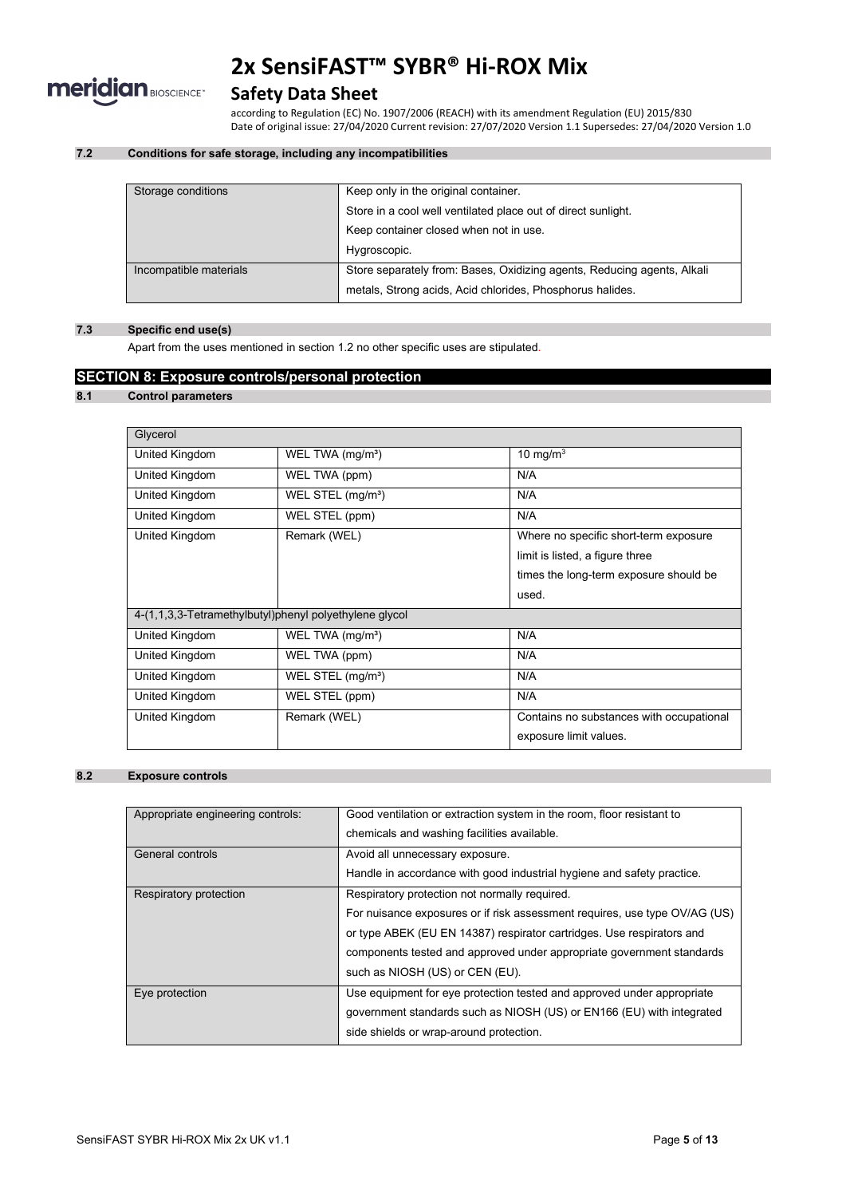#### 7.2 Conditions for safe storage, including any incompatibilities

| | |
|---|---|
| Storage conditions | Keep only in the original container.<br>Store in a cool well ventilated place out of direct sunlight.<br>Keep container closed when not in use.<br>Hygroscopic. |
| Incompatible materials | Store separately from: Bases, Oxidizing agents, Reducing agents, Alkali metals, Strong acids, Acid chlorides, Phosphorus halides. |

#### 7.3 Specific end use(s)

Apart from the uses mentioned in section 1.2 no other specific uses are stipulated.

## SECTION 8: Exposure controls/personal protection

#### 8.1 Control parameters

| Glycerol | | |
|---|---|---|
| United Kingdom | WEL TWA (mg/m³) | 10 mg/m³ |
| United Kingdom | WEL TWA (ppm) | N/A |
| United Kingdom | WEL STEL (mg/m³) | N/A |
| United Kingdom | WEL STEL (ppm) | N/A |
| United Kingdom | Remark (WEL) | Where no specific short-term exposure limit is listed, a figure three times the long-term exposure should be used. |
| 4-(1,1,3,3-Tetramethylbutyl)phenyl polyethylene glycol | | |
| United Kingdom | WEL TWA (mg/m³) | N/A |
| United Kingdom | WEL TWA (ppm) | N/A |
| United Kingdom | WEL STEL (mg/m³) | N/A |
| United Kingdom | WEL STEL (ppm) | N/A |
| United Kingdom | Remark (WEL) | Contains no substances with occupational exposure limit values. |

#### 8.2 Exposure controls

| | |
|---|---|
| Appropriate engineering controls: | Good ventilation or extraction system in the room, floor resistant to chemicals and washing facilities available. |
| General controls | Avoid all unnecessary exposure.<br>Handle in accordance with good industrial hygiene and safety practice. |
| Respiratory protection | Respiratory protection not normally required.<br>For nuisance exposures or if risk assessment requires, use type OV/AG (US) or type ABEK (EU EN 14387) respirator cartridges. Use respirators and components tested and approved under appropriate government standards such as NIOSH (US) or CEN (EU). |
| Eye protection | Use equipment for eye protection tested and approved under appropriate government standards such as NIOSH (US) or EN166 (EU) with integrated side shields or wrap-around protection. |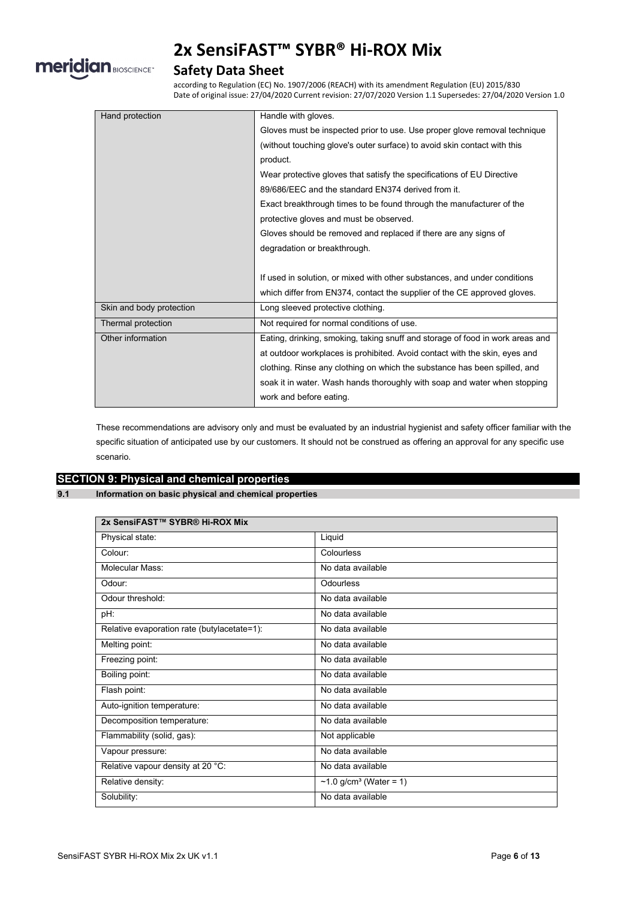| Hand protection | Handle with gloves.<br>Gloves must be inspected prior to use. Use proper glove removal technique (without touching glove's outer surface) to avoid skin contact with this product.<br>Wear protective gloves that satisfy the specifications of EU Directive 89/686/EEC and the standard EN374 derived from it.<br>Exact breakthrough times to be found through the manufacturer of the protective gloves and must be observed.<br>Gloves should be removed and replaced if there are any signs of degradation or breakthrough.<br><br>If used in solution, or mixed with other substances, and under conditions which differ from EN374, contact the supplier of the CE approved gloves. |
|---|---|
| Skin and body protection | Long sleeved protective clothing. |
| Thermal protection | Not required for normal conditions of use. |
| Other information | Eating, drinking, smoking, taking snuff and storage of food in work areas and at outdoor workplaces is prohibited. Avoid contact with the skin, eyes and clothing. Rinse any clothing on which the substance has been spilled, and soak it in water. Wash hands thoroughly with soap and water when stopping work and before eating. |

These recommendations are advisory only and must be evaluated by an industrial hygienist and safety officer familiar with the specific situation of anticipated use by our customers. It should not be construed as offering an approval for any specific use scenario.

## SECTION 9: Physical and chemical properties

### 9.1 Information on basic physical and chemical properties

| 2x SensiFAST™ SYBR® Hi-ROX Mix | |
|---|---|
| Physical state: | Liquid |
| Colour: | Colourless |
| Molecular Mass: | No data available |
| Odour: | Odourless |
| Odour threshold: | No data available |
| pH: | No data available |
| Relative evaporation rate (butylacetate=1): | No data available |
| Melting point: | No data available |
| Freezing point: | No data available |
| Boiling point: | No data available |
| Flash point: | No data available |
| Auto-ignition temperature: | No data available |
| Decomposition temperature: | No data available |
| Flammability (solid, gas): | Not applicable |
| Vapour pressure: | No data available |
| Relative vapour density at 20 °C: | No data available |
| Relative density: | ~1.0 g/cm³ (Water = 1) |
| Solubility: | No data available |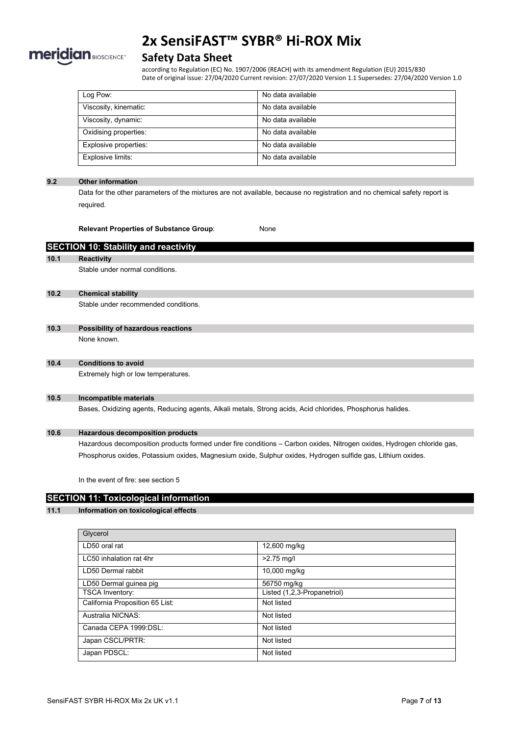| Log Pow: | No data available |
|---|---|
| Viscosity, kinematic: | No data available |
| Viscosity, dynamic: | No data available |
| Oxidising properties: | No data available |
| Explosive properties: | No data available |
| Explosive limits: | No data available |

### 9.2 Other information

Data for the other parameters of the mixtures are not available, because no registration and no chemical safety report is required.

**Relevant Properties of Substance Group**: None

## SECTION 10: Stability and reactivity

### 10.1 Reactivity

Stable under normal conditions.

### 10.2 Chemical stability

Stable under recommended conditions.

### 10.3 Possibility of hazardous reactions

None known.

### 10.4 Conditions to avoid

Extremely high or low temperatures.

### 10.5 Incompatible materials

Bases, Oxidizing agents, Reducing agents, Alkali metals, Strong acids, Acid chlorides, Phosphorus halides.

### 10.6 Hazardous decomposition products

Hazardous decomposition products formed under fire conditions – Carbon oxides, Nitrogen oxides, Hydrogen chloride gas, Phosphorus oxides, Potassium oxides, Magnesium oxide, Sulphur oxides, Hydrogen sulfide gas, Lithium oxides.

In the event of fire: see section 5

## SECTION 11: Toxicological information

### 11.1 Information on toxicological effects

| Glycerol | |
|---|---|
| LD50 oral rat | 12,600 mg/kg |
| LC50 inhalation rat 4hr | >2.75 mg/l |
| LD50 Dermal rabbit | 10,000 mg/kg |
| LD50 Dermal guinea pig | 56750 mg/kg |
| TSCA Inventory: | Listed (1,2,3-Propanetriol) |
| California Proposition 65 List: | Not listed |
| Australia NICNAS: | Not listed |
| Canada CEPA 1999:DSL: | Not listed |
| Japan CSCL/PRTR: | Not listed |
| Japan PDSCL: | Not listed |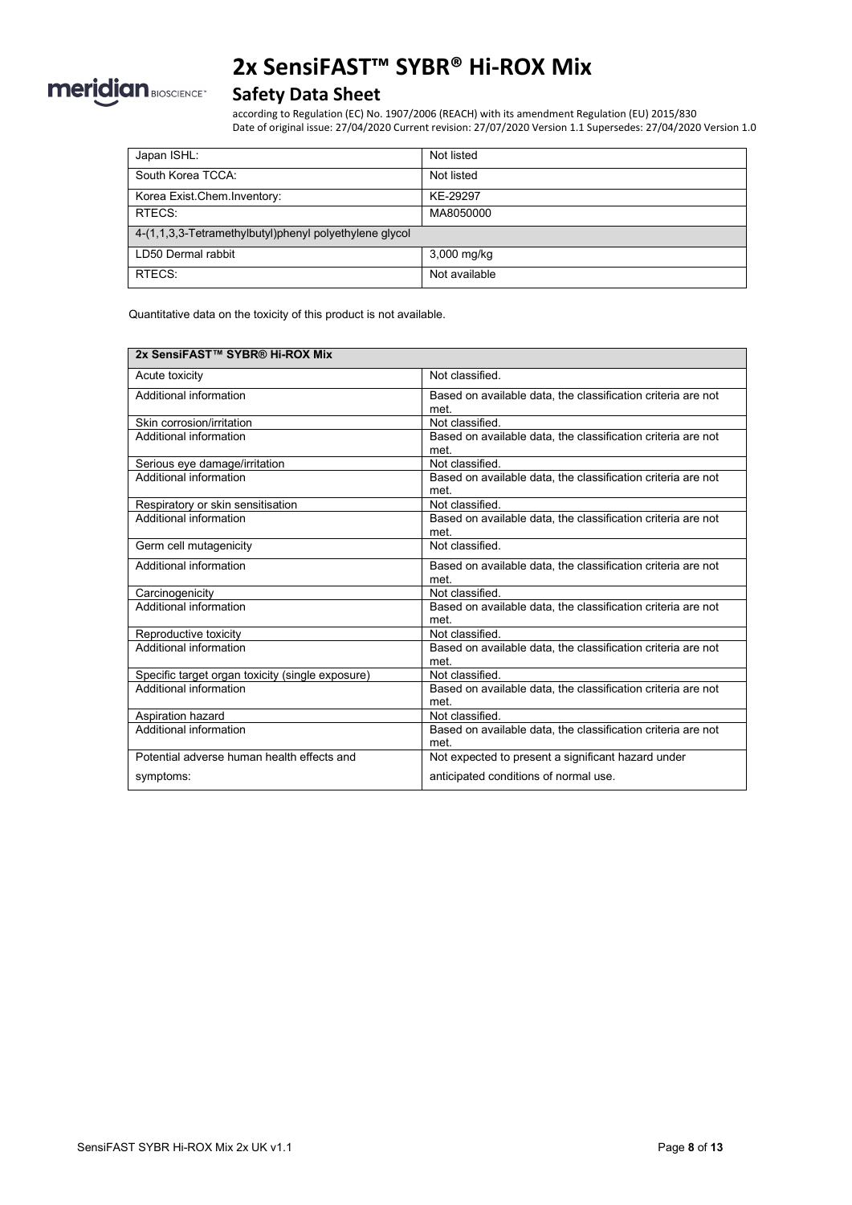| Japan ISHL: | Not listed |
|---|---|
| South Korea TCCA: | Not listed |
| Korea Exist.Chem.Inventory: | KE-29297 |
| RTECS: | MA8050000 |
| 4-(1,1,3,3-Tetramethylbutyl)phenyl polyethylene glycol | |
| LD50 Dermal rabbit | 3,000 mg/kg |
| RTECS: | Not available |

Quantitative data on the toxicity of this product is not available.

| 2x SensiFAST™ SYBR® Hi-ROX Mix | |
|---|---|
| Acute toxicity | Not classified. |
| Additional information | Based on available data, the classification criteria are not met. |
| Skin corrosion/irritation | Not classified. |
| Additional information | Based on available data, the classification criteria are not met. |
| Serious eye damage/irritation | Not classified. |
| Additional information | Based on available data, the classification criteria are not met. |
| Respiratory or skin sensitisation | Not classified. |
| Additional information | Based on available data, the classification criteria are not met. |
| Germ cell mutagenicity | Not classified. |
| Additional information | Based on available data, the classification criteria are not met. |
| Carcinogenicity | Not classified. |
| Additional information | Based on available data, the classification criteria are not met. |
| Reproductive toxicity | Not classified. |
| Additional information | Based on available data, the classification criteria are not met. |
| Specific target organ toxicity (single exposure) | Not classified. |
| Additional information | Based on available data, the classification criteria are not met. |
| Aspiration hazard | Not classified. |
| Additional information | Based on available data, the classification criteria are not met. |
| Potential adverse human health effects and symptoms: | Not expected to present a significant hazard under anticipated conditions of normal use. |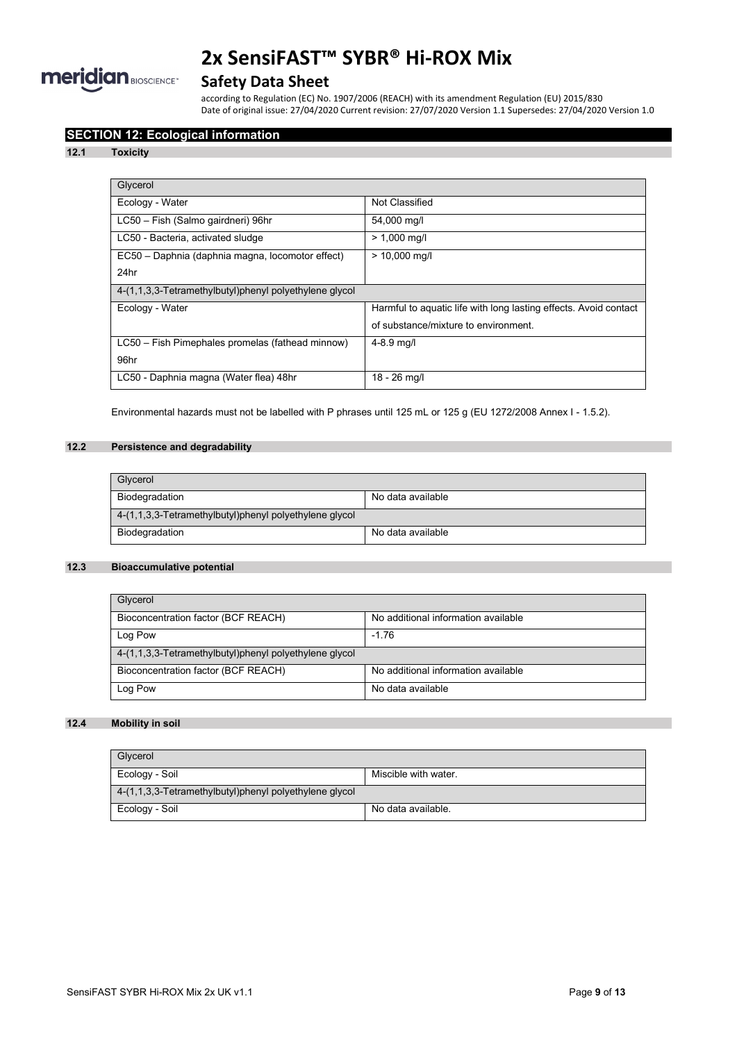## SECTION 12: Ecological information

### 12.1 Toxicity

| Glycerol | |
|---|---|
| Ecology - Water | Not Classified |
| LC50 – Fish (Salmo gairdneri) 96hr | 54,000 mg/l |
| LC50 - Bacteria, activated sludge | > 1,000 mg/l |
| EC50 – Daphnia (daphnia magna, locomotor effect) 24hr | > 10,000 mg/l |
| **4-(1,1,3,3-Tetramethylbutyl)phenyl polyethylene glycol** | |
| Ecology - Water | Harmful to aquatic life with long lasting effects. Avoid contact of substance/mixture to environment. |
| LC50 – Fish Pimephales promelas (fathead minnow) 96hr | 4-8.9 mg/l |
| LC50 - Daphnia magna (Water flea) 48hr | 18 - 26 mg/l |

Environmental hazards must not be labelled with P phrases until 125 mL or 125 g (EU 1272/2008 Annex I - 1.5.2).

### 12.2 Persistence and degradability

| Glycerol | |
|---|---|
| Biodegradation | No data available |
| **4-(1,1,3,3-Tetramethylbutyl)phenyl polyethylene glycol** | |
| Biodegradation | No data available |

### 12.3 Bioaccumulative potential

| Glycerol | |
|---|---|
| Bioconcentration factor (BCF REACH) | No additional information available |
| Log Pow | -1.76 |
| **4-(1,1,3,3-Tetramethylbutyl)phenyl polyethylene glycol** | |
| Bioconcentration factor (BCF REACH) | No additional information available |
| Log Pow | No data available |

### 12.4 Mobility in soil

| Glycerol | |
|---|---|
| Ecology - Soil | Miscible with water. |
| **4-(1,1,3,3-Tetramethylbutyl)phenyl polyethylene glycol** | |
| Ecology - Soil | No data available. |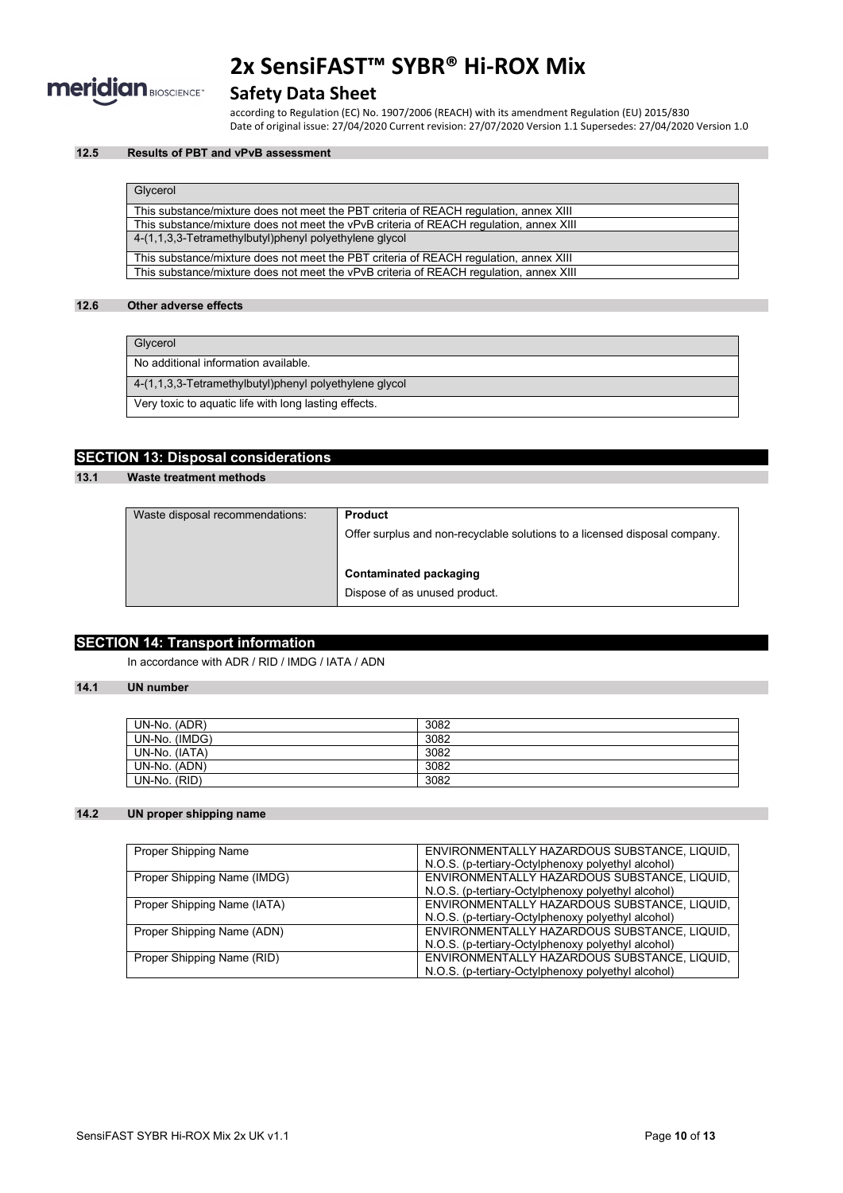#### 12.5 Results of PBT and vPvB assessment

| Glycerol |
|---|
| This substance/mixture does not meet the PBT criteria of REACH regulation, annex XIII |
| This substance/mixture does not meet the vPvB criteria of REACH regulation, annex XIII |
| **4-(1,1,3,3-Tetramethylbutyl)phenyl polyethylene glycol** |
| This substance/mixture does not meet the PBT criteria of REACH regulation, annex XIII |
| This substance/mixture does not meet the vPvB criteria of REACH regulation, annex XIII |

#### 12.6 Other adverse effects

| Glycerol |
|---|
| No additional information available. |
| **4-(1,1,3,3-Tetramethylbutyl)phenyl polyethylene glycol** |
| Very toxic to aquatic life with long lasting effects. |

## SECTION 13: Disposal considerations

#### 13.1 Waste treatment methods

| Waste disposal recommendations: | **Product**<br>Offer surplus and non-recyclable solutions to a licensed disposal company.<br><br>**Contaminated packaging**<br>Dispose of as unused product. |
|---|---|

## SECTION 14: Transport information

In accordance with ADR / RID / IMDG / IATA / ADN

#### 14.1 UN number

| UN-No. (ADR) | 3082 |
|---|---|
| UN-No. (IMDG) | 3082 |
| UN-No. (IATA) | 3082 |
| UN-No. (ADN) | 3082 |
| UN-No. (RID) | 3082 |

#### 14.2 UN proper shipping name

| Proper Shipping Name | ENVIRONMENTALLY HAZARDOUS SUBSTANCE, LIQUID, N.O.S. (p-tertiary-Octylphenoxy polyethyl alcohol) |
|---|---|
| Proper Shipping Name (IMDG) | ENVIRONMENTALLY HAZARDOUS SUBSTANCE, LIQUID, N.O.S. (p-tertiary-Octylphenoxy polyethyl alcohol) |
| Proper Shipping Name (IATA) | ENVIRONMENTALLY HAZARDOUS SUBSTANCE, LIQUID, N.O.S. (p-tertiary-Octylphenoxy polyethyl alcohol) |
| Proper Shipping Name (ADN) | ENVIRONMENTALLY HAZARDOUS SUBSTANCE, LIQUID, N.O.S. (p-tertiary-Octylphenoxy polyethyl alcohol) |
| Proper Shipping Name (RID) | ENVIRONMENTALLY HAZARDOUS SUBSTANCE, LIQUID, N.O.S. (p-tertiary-Octylphenoxy polyethyl alcohol) |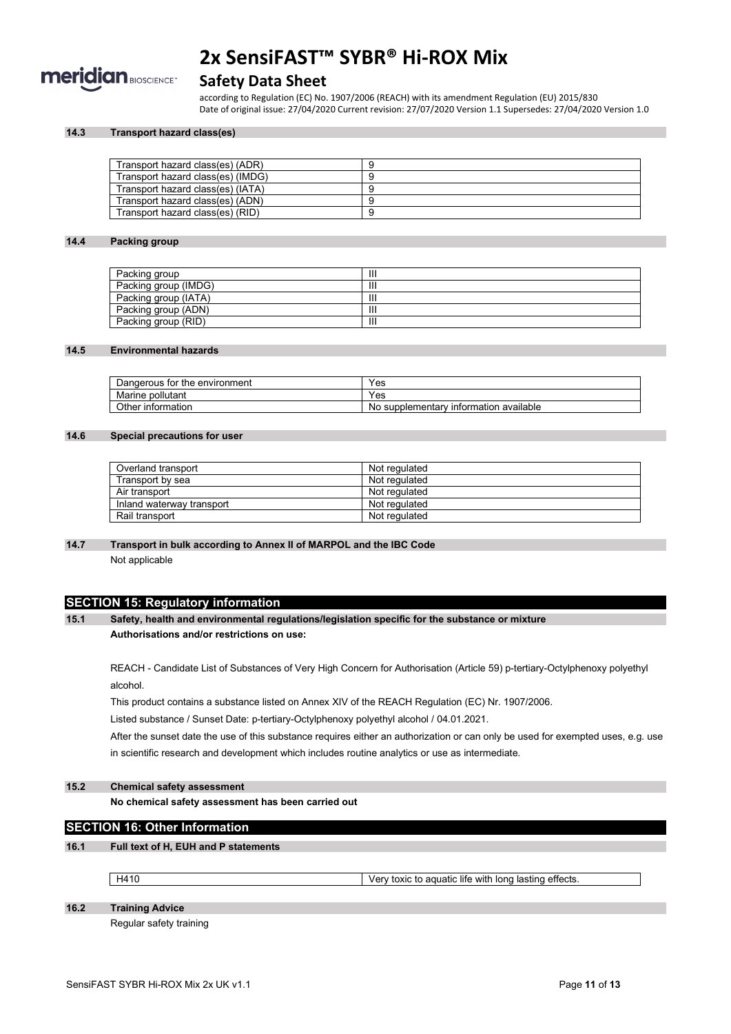#### 14.3 Transport hazard class(es)

| | |
|---|---|
| Transport hazard class(es) (ADR) | 9 |
| Transport hazard class(es) (IMDG) | 9 |
| Transport hazard class(es) (IATA) | 9 |
| Transport hazard class(es) (ADN) | 9 |
| Transport hazard class(es) (RID) | 9 |

#### 14.4 Packing group

| | |
|---|---|
| Packing group | III |
| Packing group (IMDG) | III |
| Packing group (IATA) | III |
| Packing group (ADN) | III |
| Packing group (RID) | III |

#### 14.5 Environmental hazards

| | |
|---|---|
| Dangerous for the environment | Yes |
| Marine pollutant | Yes |
| Other information | No supplementary information available |

#### 14.6 Special precautions for user

| | |
|---|---|
| Overland transport | Not regulated |
| Transport by sea | Not regulated |
| Air transport | Not regulated |
| Inland waterway transport | Not regulated |
| Rail transport | Not regulated |

#### 14.7 Transport in bulk according to Annex II of MARPOL and the IBC Code

Not applicable

## SECTION 15: Regulatory information

#### 15.1 Safety, health and environmental regulations/legislation specific for the substance or mixture

**Authorisations and/or restrictions on use:**

REACH - Candidate List of Substances of Very High Concern for Authorisation (Article 59) p-tertiary-Octylphenoxy polyethyl alcohol.

This product contains a substance listed on Annex XIV of the REACH Regulation (EC) Nr. 1907/2006.

Listed substance / Sunset Date: p-tertiary-Octylphenoxy polyethyl alcohol / 04.01.2021.

After the sunset date the use of this substance requires either an authorization or can only be used for exempted uses, e.g. use in scientific research and development which includes routine analytics or use as intermediate.

#### 15.2 Chemical safety assessment

**No chemical safety assessment has been carried out**

## SECTION 16: Other Information

#### 16.1 Full text of H, EUH and P statements

| | |
|---|---|
| H410 | Very toxic to aquatic life with long lasting effects. |

#### 16.2 Training Advice

Regular safety training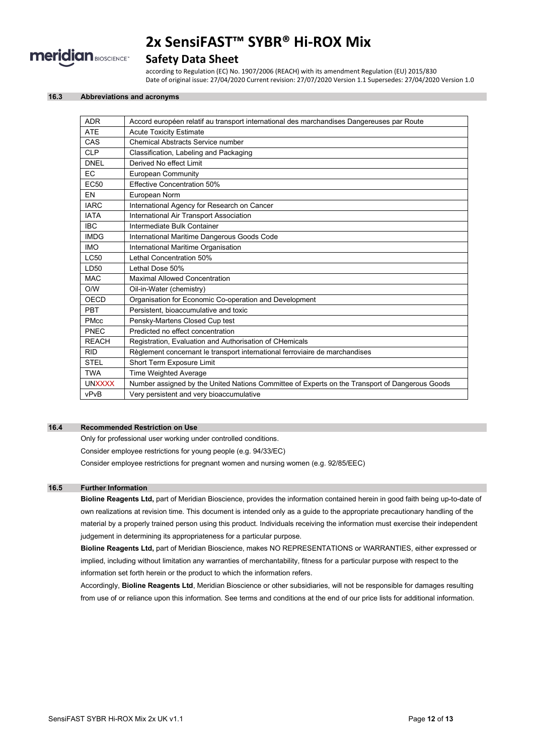## 16.3 Abbreviations and acronyms

| | |
|---|---|
| ADR | Accord européen relatif au transport international des marchandises Dangereuses par Route |
| ATE | Acute Toxicity Estimate |
| CAS | Chemical Abstracts Service number |
| CLP | Classification, Labeling and Packaging |
| DNEL | Derived No effect Limit |
| EC | European Community |
| EC50 | Effective Concentration 50% |
| EN | European Norm |
| IARC | International Agency for Research on Cancer |
| IATA | International Air Transport Association |
| IBC | Intermediate Bulk Container |
| IMDG | International Maritime Dangerous Goods Code |
| IMO | International Maritime Organisation |
| LC50 | Lethal Concentration 50% |
| LD50 | Lethal Dose 50% |
| MAC | Maximal Allowed Concentration |
| O/W | Oil-in-Water (chemistry) |
| OECD | Organisation for Economic Co-operation and Development |
| PBT | Persistent, bioaccumulative and toxic |
| PMcc | Pensky-Martens Closed Cup test |
| PNEC | Predicted no effect concentration |
| REACH | Registration, Evaluation and Authorisation of CHemicals |
| RID | Règlement concernant le transport international ferroviaire de marchandises |
| STEL | Short Term Exposure Limit |
| TWA | Time Weighted Average |
| UNXXXX | Number assigned by the United Nations Committee of Experts on the Transport of Dangerous Goods |
| vPvB | Very persistent and very bioaccumulative |

## 16.4 Recommended Restriction on Use

Only for professional user working under controlled conditions.

Consider employee restrictions for young people (e.g. 94/33/EC)

Consider employee restrictions for pregnant women and nursing women (e.g. 92/85/EEC)

## 16.5 Further Information

**Bioline Reagents Ltd,** part of Meridian Bioscience, provides the information contained herein in good faith being up-to-date of own realizations at revision time. This document is intended only as a guide to the appropriate precautionary handling of the material by a properly trained person using this product. Individuals receiving the information must exercise their independent judgement in determining its appropriateness for a particular purpose.

**Bioline Reagents Ltd,** part of Meridian Bioscience, makes NO REPRESENTATIONS or WARRANTIES, either expressed or implied, including without limitation any warranties of merchantability, fitness for a particular purpose with respect to the information set forth herein or the product to which the information refers.

Accordingly, **Bioline Reagents Ltd**, Meridian Bioscience or other subsidiaries, will not be responsible for damages resulting from use of or reliance upon this information. See terms and conditions at the end of our price lists for additional information.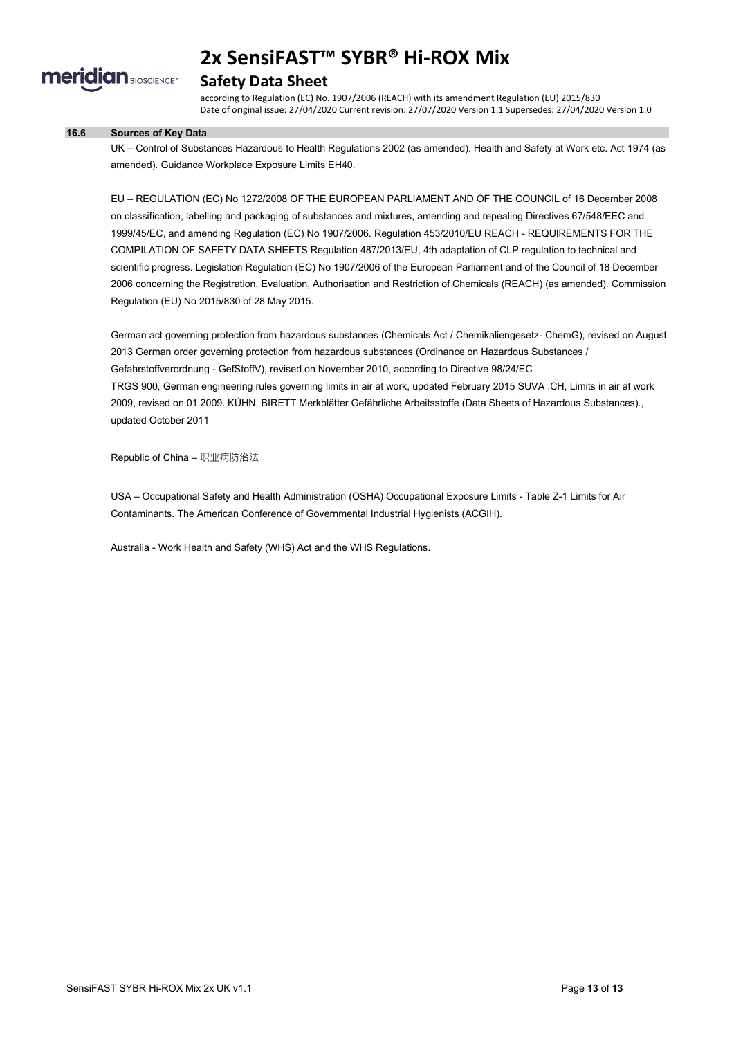### 16.6 Sources of Key Data

UK – Control of Substances Hazardous to Health Regulations 2002 (as amended). Health and Safety at Work etc. Act 1974 (as amended). Guidance Workplace Exposure Limits EH40.

EU – REGULATION (EC) No 1272/2008 OF THE EUROPEAN PARLIAMENT AND OF THE COUNCIL of 16 December 2008 on classification, labelling and packaging of substances and mixtures, amending and repealing Directives 67/548/EEC and 1999/45/EC, and amending Regulation (EC) No 1907/2006. Regulation 453/2010/EU REACH - REQUIREMENTS FOR THE COMPILATION OF SAFETY DATA SHEETS Regulation 487/2013/EU, 4th adaptation of CLP regulation to technical and scientific progress. Legislation Regulation (EC) No 1907/2006 of the European Parliament and of the Council of 18 December 2006 concerning the Registration, Evaluation, Authorisation and Restriction of Chemicals (REACH) (as amended). Commission Regulation (EU) No 2015/830 of 28 May 2015.

German act governing protection from hazardous substances (Chemicals Act / Chemikaliengesetz- ChemG), revised on August 2013 German order governing protection from hazardous substances (Ordinance on Hazardous Substances / Gefahrstoffverordnung - GefStoffV), revised on November 2010, according to Directive 98/24/EC
TRGS 900, German engineering rules governing limits in air at work, updated February 2015 SUVA .CH, Limits in air at work 2009, revised on 01.2009. KÜHN, BIRETT Merkblätter Gefährliche Arbeitsstoffe (Data Sheets of Hazardous Substances)., updated October 2011

Republic of China – 职业病防治法

USA – Occupational Safety and Health Administration (OSHA) Occupational Exposure Limits - Table Z-1 Limits for Air Contaminants. The American Conference of Governmental Industrial Hygienists (ACGIH).

Australia - Work Health and Safety (WHS) Act and the WHS Regulations.